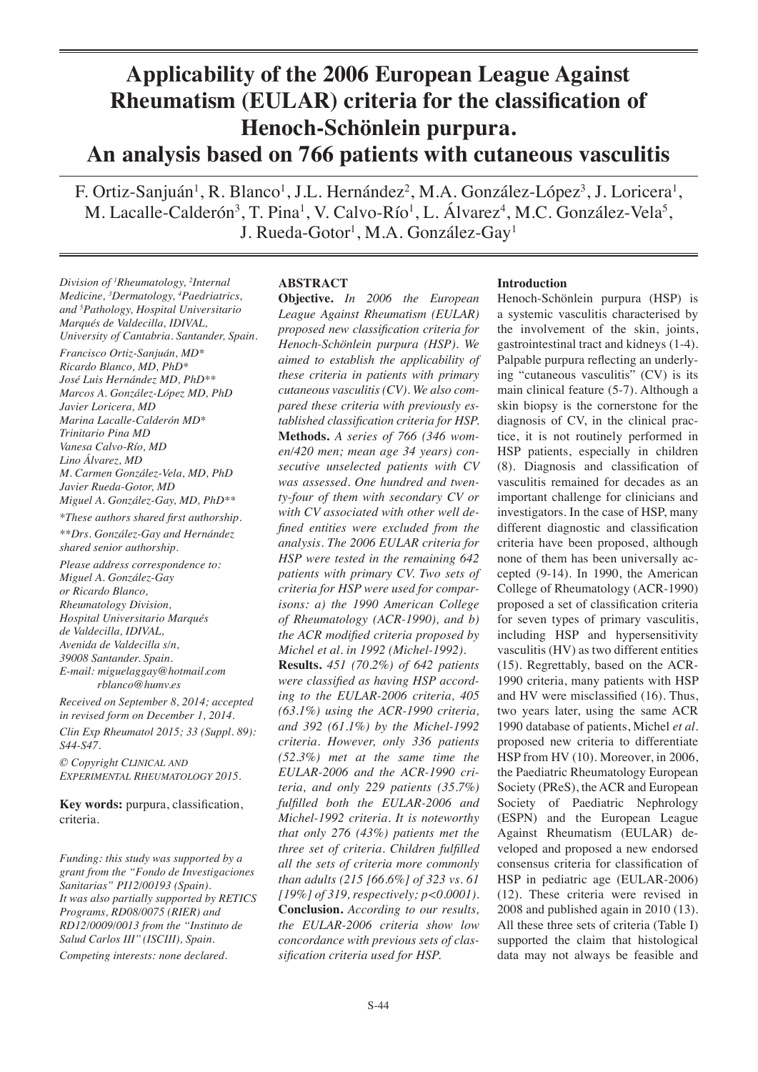# Applicability of the 2006 European League Against Rheumatism (EULAR) criteria for the classification of Henoch-Schönlein purpura. An analysis based on 766 patients with cutaneous vasculitis

F. Ortiz-Sanjuán[1], R. Blanco[1], J.L. Hernández[2], M.A. González-López[3], J. Loricera[1], M. Lacalle-Calderón[3], T. Pina[1], V. Calvo-Río[1], L. Álvarez[4], M.C. González-Vela[5], J. Rueda-Gotor[1], M.A. González-Gay[1]

*Division of [1]Rheumatology, [2]Internal Medicine, [3]Dermatology, [4]Paediatrics, and [5]Pathology, Hospital Universitario Marqués de Valdecilla, IDIVAL, University of Cantabria. Santander, Spain.*

*Francisco Ortiz-Sanjuán, MD\**
*Ricardo Blanco, MD, PhD\**
*José Luis Hernández MD, PhD\*\**
*Marcos A. González-López MD, PhD*
*Javier Loricera, MD*
*Marina Lacalle-Calderón MD\**
*Trinitario Pina MD*
*Vanesa Calvo-Río, MD*
*Lino Álvarez, MD*
*M. Carmen González-Vela, MD, PhD*
*Javier Rueda-Gotor, MD*
*Miguel A. González-Gay, MD, PhD\*\**

*\*These authors shared first authorship.*

*\*\*Drs. González-Gay and Hernández shared senior authorship.*

*Please address correspondence to: Miguel A. González-Gay or Ricardo Blanco, Rheumatology Division, Hospital Universitario Marqués de Valdecilla, IDIVAL, Avenida de Valdecilla s/n, 39008 Santander. Spain. E-mail: miguelaggay@hotmail.com rblanco@humv.es*

*Received on September 8, 2014; accepted in revised form on December 1, 2014.*

*Clin Exp Rheumatol 2015; 33 (Suppl. 89): S44-S47.*

*© Copyright Clinical and Experimental Rheumatology 2015.*

**Key words:** purpura, classification, criteria.

*Funding: this study was supported by a grant from the "Fondo de Investigaciones Sanitarias" PI12/00193 (Spain). It was also partially supported by RETICS Programs, RD08/0075 (RIER) and RD12/0009/0013 from the "Instituto de Salud Carlos III" (ISCIII), Spain.*

*Competing interests: none declared.*

## ABSTRACT

**Objective.** *In 2006 the European League Against Rheumatism (EULAR) proposed new classification criteria for Henoch-Schönlein purpura (HSP). We aimed to establish the applicability of these criteria in patients with primary cutaneous vasculitis (CV). We also compared these criteria with previously established classification criteria for HSP.*

**Methods.** *A series of 766 (346 women/420 men; mean age 34 years) consecutive unselected patients with CV was assessed. One hundred and twenty-four of them with secondary CV or with CV associated with other well defined entities were excluded from the analysis. The 2006 EULAR criteria for HSP were tested in the remaining 642 patients with primary CV. Two sets of criteria for HSP were used for comparisons: a) the 1990 American College of Rheumatology (ACR-1990), and b) the ACR modified criteria proposed by Michel et al. in 1992 (Michel-1992).*

**Results.** *451 (70.2%) of 642 patients were classified as having HSP according to the EULAR-2006 criteria, 405 (63.1%) using the ACR-1990 criteria, and 392 (61.1%) by the Michel-1992 criteria. However, only 336 patients (52.3%) met at the same time the EULAR-2006 and the ACR-1990 criteria, and only 229 patients (35.7%) fulfilled both the EULAR-2006 and Michel-1992 criteria. It is noteworthy that only 276 (43%) patients met the three set of criteria. Children fulfilled all the sets of criteria more commonly than adults (215 [66.6%] of 323 vs. 61 [19%] of 319, respectively; p<0.0001).*

**Conclusion.** *According to our results, the EULAR-2006 criteria show low concordance with previous set of classification criteria used for HSP.*

## Introduction

Henoch-Schönlein purpura (HSP) is a systemic vasculitis characterised by the involvement of the skin, joints, gastrointestinal tract and kidneys (1-4). Palpable purpura reflecting an underlying "cutaneous vasculitis" (CV) is its main clinical feature (5-7). Although a skin biopsy is the cornerstone for the diagnosis of CV, in the clinical practice, it is not routinely performed in HSP patients, especially in children (8). Diagnosis and classification of vasculitis remained for decades as an important challenge for clinicians and investigators. In the case of HSP, many different diagnostic and classification criteria have been proposed, although none of them has been universally accepted (9-14). In 1990, the American College of Rheumatology (ACR-1990) proposed a set of classification criteria for seven types of primary vasculitis, including HSP and hypersensitivity vasculitis (HV) as two different entities (15). Regrettably, based on the ACR-1990 criteria, many patients with HSP and HV were misclassified (16). Thus, two years later, using the same ACR 1990 database of patients, Michel *et al.* proposed new criteria to differentiate HSP from HV (10). Moreover, in 2006, the Paediatric Rheumatology European Society (PReS), the ACR and European Society of Paediatric Nephrology (ESPN) and the European League Against Rheumatism (EULAR) developed and proposed a new endorsed consensus criteria for classification of HSP in pediatric age (EULAR-2006) (12). These criteria were revised in 2008 and published again in 2010 (13). All these three sets of criteria (Table I) supported the claim that histological data may not always be feasible and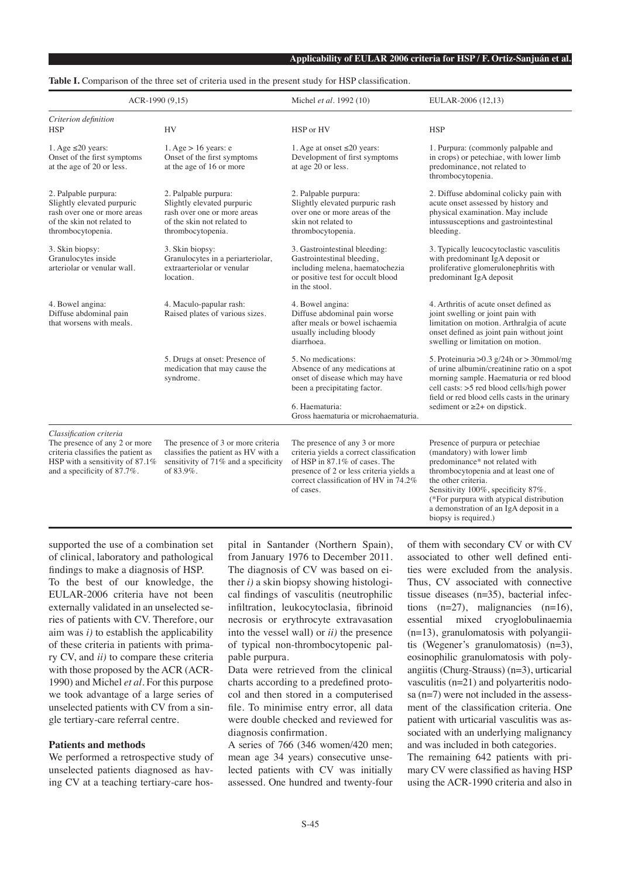**Table I.** Comparison of the three set of criteria used in the present study for HSP classification.

| ACR-1990 (9,15) | | Michel *et al*. 1992 (10) | EULAR-2006 (12,13) |
|---|---|---|---|
| *Criterion definition* | | | |
| HSP | HV | HSP or HV | HSP |
| 1. Age ≤20 years: Onset of the first symptoms at the age of 20 or less. | 1. Age > 16 years: e Onset of the first symptoms at the age of 16 or more | 1. Age at onset ≤20 years: Development of first symptoms at age 20 or less. | 1. Purpura: (commonly palpable and in crops) or petechiae, with lower limb predominance, not related to thrombocytopenia. |
| 2. Palpable purpura: Slightly elevated purpuric rash over one or more areas of the skin not related to thrombocytopenia. | 2. Palpable purpura: Slightly elevated purpuric rash over one or more areas of the skin not related to thrombocytopenia. | 2. Palpable purpura: Slightly elevated purpuric rash over one or more areas of the skin not related to thrombocytopenia. | 2. Diffuse abdominal colicky pain with acute onset assessed by history and physical examination. May include intussusceptions and gastrointestinal bleeding. |
| 3. Skin biopsy: Granulocytes inside arteriolar or venular wall. | 3. Skin biopsy: Granulocytes in a periarteriolar, extraarteriolar or venular location. | 3. Gastrointestinal bleeding: Gastrointestinal bleeding, including melena, haematochezia or positive test for occult blood in the stool. | 3. Typically leucocytoclastic vasculitis with predominant IgA deposit or proliferative glomerulonephritis with predominant IgA deposit |
| 4. Bowel angina: Diffuse abdominal pain that worsens with meals. | 4. Maculo-papular rash: Raised plates of various sizes. | 4. Bowel angina: Diffuse abdominal pain worse after meals or bowel ischaemia usually including bloody diarrhoea. | 4. Arthritis of acute onset defined as joint swelling or joint pain with limitation on motion. Arthralgia of acute onset defined as joint pain without joint swelling or limitation on motion. |
| | 5. Drugs at onset: Presence of medication that may cause the syndrome. | 5. No medications: Absence of any medications at onset of disease which may have been a precipitating factor. 6. Haematuria: Gross haematuria or microhaematuria. | 5. Proteinuria >0.3 g/24h or > 30mmol/mg of urine albumin/creatinine ratio on a spot morning sample. Haematuria or red blood cell casts: >5 red blood cells/high power field or red blood cells casts in the urinary sediment or ≥2+ on dipstick. |
| *Classification criteria* The presence of any 2 or more criteria classifies the patient as HSP with a sensitivity of 87.1% and a specificity of 87.7%. | The presence of 3 or more criteria classifies the patient as HV with a sensitivity of 71% and a specificity of 83.9%. | The presence of any 3 or more criteria yields a correct classification of HSP in 87.1% of cases. The presence of 2 or less criteria yields a correct classification of HV in 74.2% of cases. | Presence of purpura or petechiae (mandatory) with lower limb predominance* not related with thrombocytopenia and at least one of the other criteria. Sensitivity 100%, specificity 87%. (*For purpura with atypical distribution a demonstration of an IgA deposit in a biopsy is required.) |

supported the use of a combination set of clinical, laboratory and pathological findings to make a diagnosis of HSP.

To the best of our knowledge, the EULAR-2006 criteria have not been externally validated in an unselected series of patients with CV. Therefore, our aim was *i)* to establish the applicability of these criteria in patients with primary CV, and *ii)* to compare these criteria with those proposed by the ACR (ACR-1990) and Michel *et al*. For this purpose we took advantage of a large series of unselected patients with CV from a single tertiary-care referral centre.

## Patients and methods

We performed a retrospective study of unselected patients diagnosed as having CV at a teaching tertiary-care hospital in Santander (Northern Spain), from January 1976 to December 2011. The diagnosis of CV was based on either *i)* a skin biopsy showing histological findings of vasculitis (neutrophilic infiltration, leukocytoclasia, fibrinoid necrosis or erythrocyte extravasation into the vessel wall) or *ii)* the presence of typical non-thrombocytopenic palpable purpura.

Data were retrieved from the clinical charts according to a predefined protocol and then stored in a computerised file. To minimise entry error, all data were double checked and reviewed for diagnosis confirmation.

A series of 766 (346 women/420 men; mean age 34 years) consecutive unselected patients with CV was initially assessed. One hundred and twenty-four of them with secondary CV or with CV associated to other well defined entities were excluded from the analysis. Thus, CV associated with connective tissue diseases (n=35), bacterial infections (n=27), malignancies (n=16), essential mixed cryoglobulinaemia (n=13), granulomatosis with polyangiitis (Wegener's granulomatosis) (n=3), eosinophilic granulomatosis with polyangiitis (Churg-Strauss) (n=3), urticarial vasculitis (n=21) and polyarteritis nodosa (n=7) were not included in the assessment of the classification criteria. One patient with urticarial vasculitis was associated with an underlying malignancy and was included in both categories.

The remaining 642 patients with primary CV were classified as having HSP using the ACR-1990 criteria and also in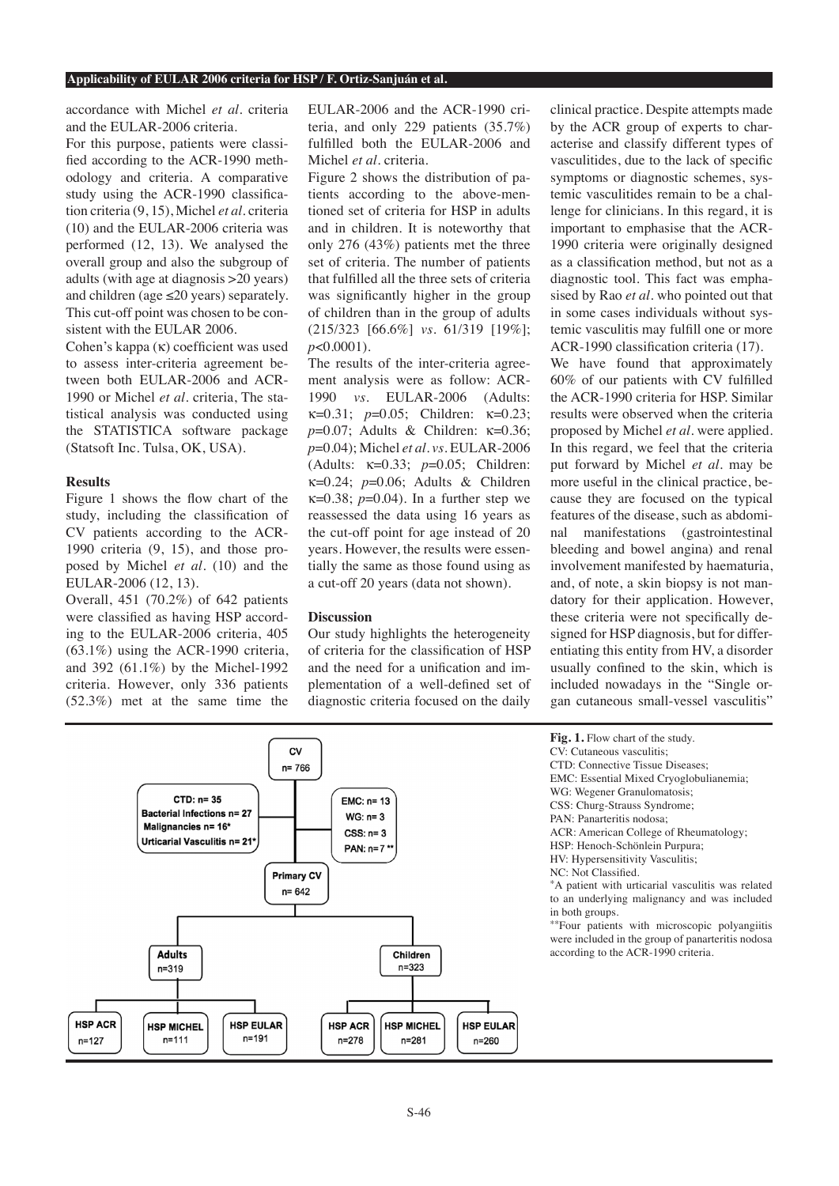accordance with Michel *et al.* criteria and the EULAR-2006 criteria.

For this purpose, patients were classified according to the ACR-1990 methodology and criteria. A comparative study using the ACR-1990 classification criteria (9, 15), Michel *et al.* criteria (10) and the EULAR-2006 criteria was performed (12, 13). We analysed the overall group and also the subgroup of adults (with age at diagnosis >20 years) and children (age ≤20 years) separately. This cut-off point was chosen to be consistent with the EULAR 2006.

Cohen's kappa (κ) coefficient was used to assess inter-criteria agreement between both EULAR-2006 and ACR-1990 or Michel *et al.* criteria, The statistical analysis was conducted using the STATISTICA software package (Statsoft Inc. Tulsa, OK, USA).

## Results

Figure 1 shows the flow chart of the study, including the classification of CV patients according to the ACR-1990 criteria (9, 15), and those proposed by Michel *et al.* (10) and the EULAR-2006 (12, 13).

Overall, 451 (70.2%) of 642 patients were classified as having HSP according to the EULAR-2006 criteria, 405 (63.1%) using the ACR-1990 criteria, and 392 (61.1%) by the Michel-1992 criteria. However, only 336 patients (52.3%) met at the same time the EULAR-2006 and the ACR-1990 criteria, and only 229 patients (35.7%) fulfilled both the EULAR-2006 and Michel *et al.* criteria.

Figure 2 shows the distribution of patients according to the above-mentioned set of criteria for HSP in adults and in children. It is noteworthy that only 276 (43%) patients met the three set of criteria. The number of patients that fulfilled all the three sets of criteria was significantly higher in the group of children than in the group of adults (215/323 [66.6%] *vs.* 61/319 [19%]; $p<0.0001$).

The results of the inter-criteria agreement analysis were as follow: ACR-1990 *vs.* EULAR-2006 (Adults: $\kappa=0.31$; $p=0.05$; Children: $\kappa=0.23$; $p=0.07$; Adults & Children: $\kappa=0.36$; $p=0.04$); Michel *et al. vs.* EULAR-2006 (Adults: $\kappa=0.33$; $p=0.05$; Children: $\kappa=0.24$; $p=0.06$; Adults & Children $\kappa=0.38$; $p=0.04$). In a further step we reassessed the data using 16 years as the cut-off point for age instead of 20 years. However, the results were essentially the same as those found using as a cut-off 20 years (data not shown).

## Discussion

Our study highlights the heterogeneity of criteria for the classification of HSP and the need for a unification and implementation of a well-defined set of diagnostic criteria focused on the daily clinical practice. Despite attempts made by the ACR group of experts to characterise and classify different types of vasculitides, due to the lack of specific symptoms or diagnostic schemes, systemic vasculitides remain to be a challenge for clinicians. In this regard, it is important to emphasise that the ACR-1990 criteria were originally designed as a classification method, but not as a diagnostic tool. This fact was emphasised by Rao *et al.* who pointed out that in some cases individuals without systemic vasculitis may fulfill one or more ACR-1990 classification criteria (17).

We have found that approximately 60% of our patients with CV fulfilled the ACR-1990 criteria for HSP. Similar results were observed when the criteria proposed by Michel *et al.* were applied. In this regard, we feel that the criteria put forward by Michel *et al.* may be more useful in the clinical practice, because they are focused on the typical features of the disease, such as abdominal manifestations (gastrointestinal bleeding and bowel angina) and renal involvement manifested by haematuria, and, of note, a skin biopsy is not mandatory for their application. However, these criteria were not specifically designed for HSP diagnosis, but for differentiating this entity from HV, a disorder usually confined to the skin, which is included nowadays in the "Single organ cutaneous small-vessel vasculitis"

CV n= 766

CTD: n= 35
Bacterial Infections n= 27
Malignancies n= 16*
Urticarial Vasculitis n= 21*

EMC: n= 13
WG: n= 3
CSS: n= 3
PAN: n=7 **

Primary CV n= 642

Adults n=319: HSP ACR n=127; HSP MICHEL n=111; HSP EULAR n=191

Children n=323: HSP ACR n=278; HSP MICHEL n=281; HSP EULAR n=260

**Fig. 1.** Flow chart of the study.
CV: Cutaneous vasculitis;
CTD: Connective Tissue Diseases;
EMC: Essential Mixed Cryoglobulianemia;
WG: Wegener Granulomatosis;
CSS: Churg-Strauss Syndrome;
PAN: Panarteritis nodosa;
ACR: American College of Rheumatology;
HSP: Henoch-Schönlein Purpura;
HV: Hypersensitivity Vasculitis;
NC: Not Classified.
*A patient with urticarial vasculitis was related to an underlying malignancy and was included in both groups.
**Four patients with microscopic polyangiitis were included in the group of panarteritis nodosa according to the ACR-1990 criteria.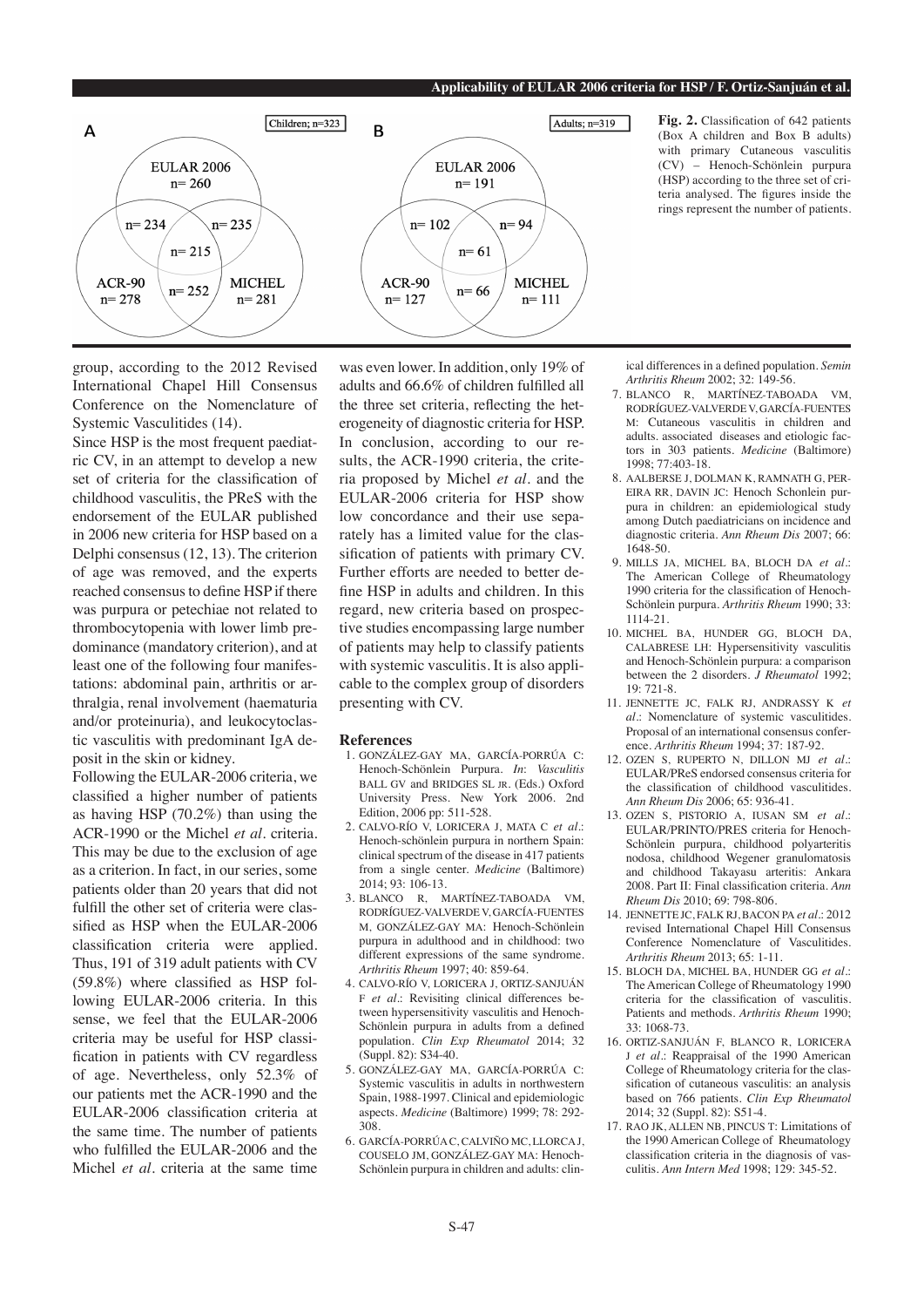A

Children; n=323

EULAR 2006
n= 260

n= 234

n= 235

n= 215

ACR-90
n= 278

n= 252

MICHEL
n= 281

B

Adults; n=319

EULAR 2006
n= 191

n= 102

n= 94

n= 61

ACR-90
n= 127

n= 66

MICHEL
n= 111

**Fig. 2.** Classification of 642 patients (Box A children and Box B adults) with primary Cutaneous vasculitis (CV) – Henoch-Schönlein purpura (HSP) according to the three set of criteria analysed. The figures inside the rings represent the number of patients.

group, according to the 2012 Revised International Chapel Hill Consensus Conference on the Nomenclature of Systemic Vasculitides (14).

Since HSP is the most frequent paediatric CV, in an attempt to develop a new set of criteria for the classification of childhood vasculitis, the PReS with the endorsement of the EULAR published in 2006 new criteria for HSP based on a Delphi consensus (12, 13). The criterion of age was removed, and the experts reached consensus to define HSP if there was purpura or petechiae not related to thrombocytopenia with lower limb predominance (mandatory criterion), and at least one of the following four manifestations: abdominal pain, arthritis or arthralgia, renal involvement (haematuria and/or proteinuria), and leukocytoclastic vasculitis with predominant IgA deposit in the skin or kidney.

Following the EULAR-2006 criteria, we classified a higher number of patients as having HSP (70.2%) than using the ACR-1990 or the Michel *et al.* criteria. This may be due to the exclusion of age as a criterion. In fact, in our series, some patients older than 20 years that did not fulfill the other set of criteria were classified as HSP when the EULAR-2006 classification criteria were applied. Thus, 191 of 319 adult patients with CV (59.8%) where classified as HSP following EULAR-2006 criteria. In this sense, we feel that the EULAR-2006 criteria may be useful for HSP classification in patients with CV regardless of age. Nevertheless, only 52.3% of our patients met the ACR-1990 and the EULAR-2006 classification criteria at the same time. The number of patients who fulfilled the EULAR-2006 and the Michel *et al.* criteria at the same time was even lower. In addition, only 19% of adults and 66.6% of children fulfilled all the three set criteria, reflecting the heterogeneity of diagnostic criteria for HSP. In conclusion, according to our results, the ACR-1990 criteria, the criteria proposed by Michel *et al.* and the EULAR-2006 criteria for HSP show low concordance and their use separately has a limited value for the classification of patients with primary CV. Further efforts are needed to better define HSP in adults and children. In this regard, new criteria based on prospective studies encompassing large number of patients may help to classify patients with systemic vasculitis. It is also applicable to the complex group of disorders presenting with CV.

## References

1. GONZÁLEZ-GAY MA, GARCÍA-PORRÚA C: Henoch-Schönlein Purpura. *In*: *Vasculitis* BALL GV and BRIDGES SL JR. (Eds.) Oxford University Press. New York 2006. 2nd Edition, 2006 pp: 511-528.
2. CALVO-RÍO V, LORICERA J, MATA C *et al.*: Henoch-schönlein purpura in northern Spain: clinical spectrum of the disease in 417 patients from a single center. *Medicine* (Baltimore) 2014; 93: 106-13.
3. BLANCO R, MARTÍNEZ-TABOADA VM, RODRÍGUEZ-VALVERDE V, GARCÍA-FUENTES M, GONZÁLEZ-GAY MA: Henoch-Schönlein purpura in adulthood and in childhood: two different expressions of the same syndrome. *Arthritis Rheum* 1997; 40: 859-64.
4. CALVO-RÍO V, LORICERA J, ORTIZ-SANJUÁN F *et al.*: Revisiting clinical differences between hypersensitivity vasculitis and Henoch-Schönlein purpura in adults from a defined population. *Clin Exp Rheumatol* 2014; 32 (Suppl. 82): S34-40.
5. GONZÁLEZ-GAY MA, GARCÍA-PORRÚA C: Systemic vasculitis in adults in northwestern Spain, 1988-1997. Clinical and epidemiologic aspects. *Medicine* (Baltimore) 1999; 78: 292-308.
6. GARCÍA-PORRÚA C, CALVIÑO MC, LLORCA J, COUSELO JM, GONZÁLEZ-GAY MA: Henoch-Schönlein purpura in children and adults: clinical differences in a defined population. *Semin Arthritis Rheum* 2002; 32: 149-56.
7. BLANCO R, MARTÍNEZ-TABOADA VM, RODRÍGUEZ-VALVERDE V, GARCÍA-FUENTES M: Cutaneous vasculitis in children and adults. associated diseases and etiologic factors in 303 patients. *Medicine* (Baltimore) 1998; 77:403-18.
8. AALBERSE J, DOLMAN K, RAMNATH G, PEREIRA RR, DAVIN JC: Henoch Schonlein purpura in children: an epidemiological study among Dutch paediatricians on incidence and diagnostic criteria. *Ann Rheum Dis* 2007; 66: 1648-50.
9. MILLS JA, MICHEL BA, BLOCH DA *et al.*: The American College of Rheumatology 1990 criteria for the classification of Henoch-Schönlein purpura. *Arthritis Rheum* 1990; 33: 1114-21.
10. MICHEL BA, HUNDER GG, BLOCH DA, CALABRESE LH: Hypersensitivity vasculitis and Henoch-Schönlein purpura: a comparison between the 2 disorders. *J Rheumatol* 1992; 19: 721-8.
11. JENNETTE JC, FALK RJ, ANDRASSY K *et al.*: Nomenclature of systemic vasculitides. Proposal of an international consensus conference. *Arthritis Rheum* 1994; 37: 187-92.
12. OZEN S, RUPERTO N, DILLON MJ *et al.*: EULAR/PReS endorsed consensus criteria for the classification of childhood vasculitides. *Ann Rheum Dis* 2006; 65: 936-41.
13. OZEN S, PISTORIO A, IUSAN SM *et al.*: EULAR/PRINTO/PRES criteria for Henoch-Schönlein purpura, childhood polyarteritis nodosa, childhood Wegener granulomatosis and childhood Takayasu arteritis: Ankara 2008. Part II: Final classification criteria. *Ann Rheum Dis* 2010; 69: 798-806.
14. JENNETTE JC, FALK RJ, BACON PA *et al.*: 2012 revised International Chapel Hill Consensus Conference Nomenclature of Vasculitides. *Arthritis Rheum* 2013; 65: 1-11.
15. BLOCH DA, MICHEL BA, HUNDER GG *et al.*: The American College of Rheumatology 1990 criteria for the classification of vasculitis. Patients and methods. *Arthritis Rheum* 1990; 33: 1068-73.
16. ORTIZ-SANJUÁN F, BLANCO R, LORICERA J *et al.*: Reappraisal of the 1990 American College of Rheumatology criteria for the classification of cutaneous vasculitis: an analysis based on 766 patients. *Clin Exp Rheumatol* 2014; 32 (Suppl. 82): S51-4.
17. RAO JK, ALLEN NB, PINCUS T: Limitations of the 1990 American College of Rheumatology classification criteria in the diagnosis of vasculitis. *Ann Intern Med* 1998; 129: 345-52.